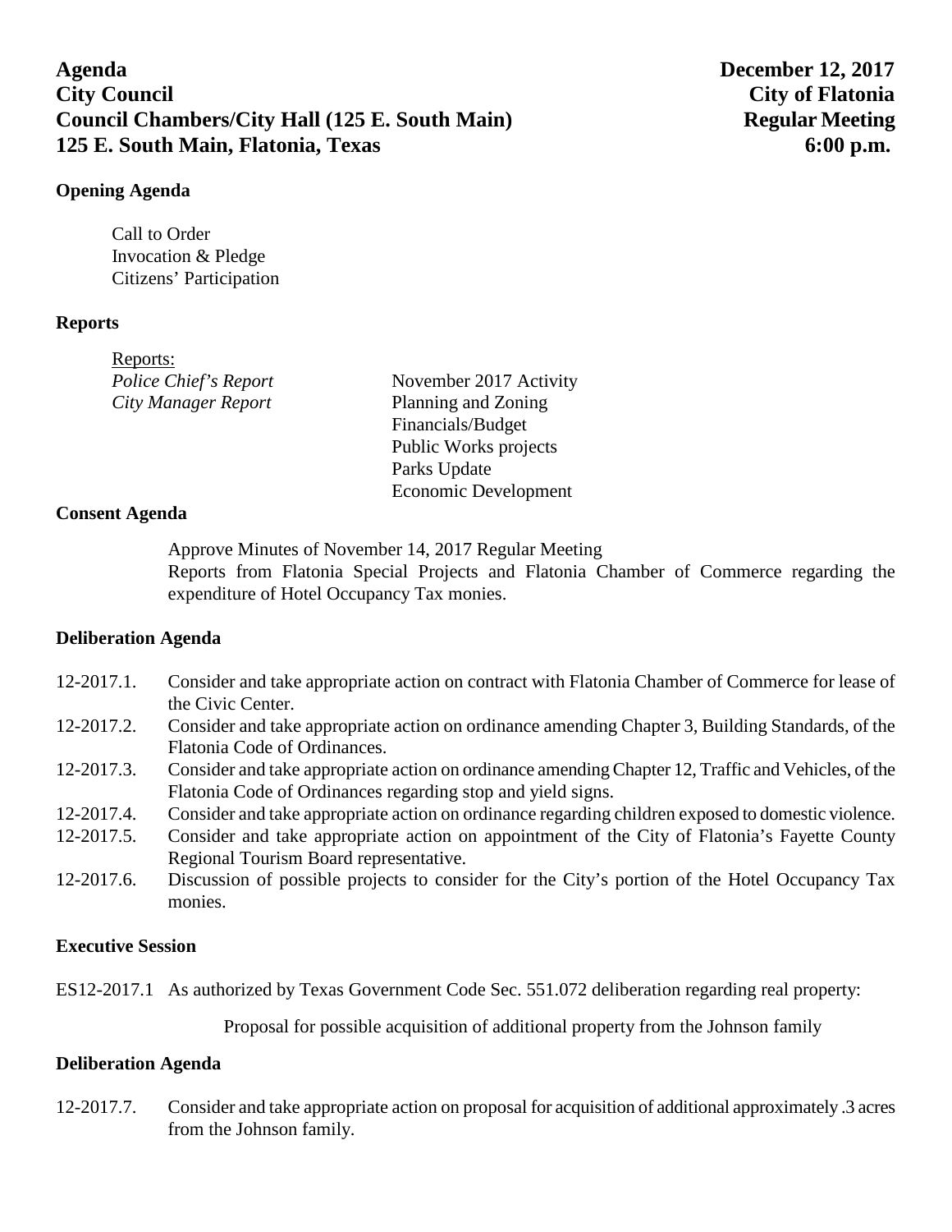**Agenda** **December 12, 2017**
**City Council** **City of Flatonia**
**Council Chambers/City Hall (125 E. South Main)** **Regular Meeting**
**125 E. South Main, Flatonia, Texas** **6:00 p.m.**

**Opening Agenda**

Call to Order
Invocation & Pledge
Citizens' Participation

**Reports**

Reports:

| | |
|---|---|
| *Police Chief's Report* | November 2017 Activity |
| *City Manager Report* | Planning and Zoning |
| | Financials/Budget |
| | Public Works projects |
| | Parks Update |
| | Economic Development |

**Consent Agenda**

Approve Minutes of November 14, 2017 Regular Meeting
Reports from Flatonia Special Projects and Flatonia Chamber of Commerce regarding the expenditure of Hotel Occupancy Tax monies.

**Deliberation Agenda**

12-2017.1. Consider and take appropriate action on contract with Flatonia Chamber of Commerce for lease of the Civic Center.

12-2017.2. Consider and take appropriate action on ordinance amending Chapter 3, Building Standards, of the Flatonia Code of Ordinances.

12-2017.3. Consider and take appropriate action on ordinance amending Chapter 12, Traffic and Vehicles, of the Flatonia Code of Ordinances regarding stop and yield signs.

12-2017.4. Consider and take appropriate action on ordinance regarding children exposed to domestic violence.

12-2017.5. Consider and take appropriate action on appointment of the City of Flatonia's Fayette County Regional Tourism Board representative.

12-2017.6. Discussion of possible projects to consider for the City's portion of the Hotel Occupancy Tax monies.

**Executive Session**

ES12-2017.1 As authorized by Texas Government Code Sec. 551.072 deliberation regarding real property:

Proposal for possible acquisition of additional property from the Johnson family

**Deliberation Agenda**

12-2017.7. Consider and take appropriate action on proposal for acquisition of additional approximately .3 acres from the Johnson family.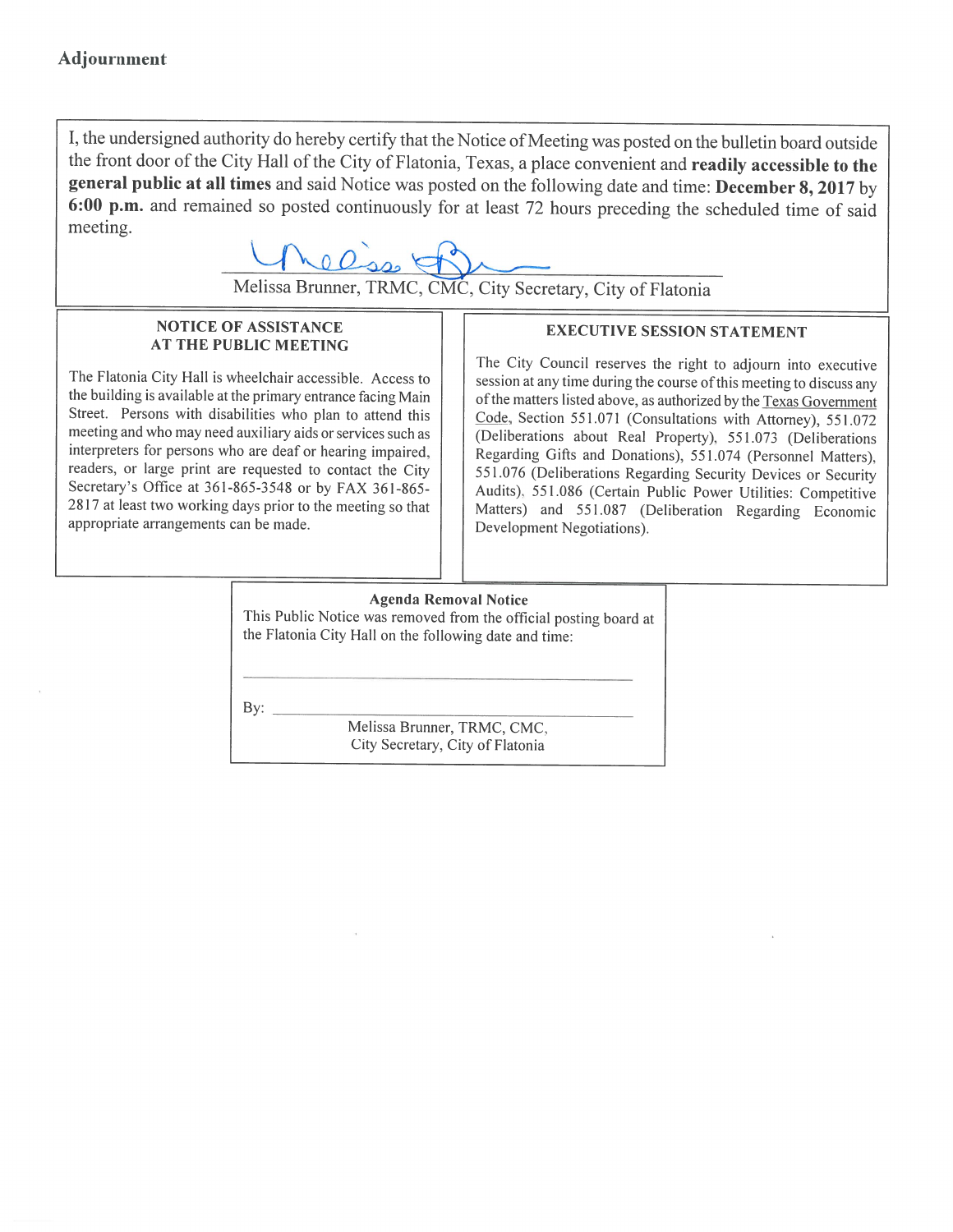**Adjournment**

I, the undersigned authority do hereby certify that the Notice of Meeting was posted on the bulletin board outside the front door of the City Hall of the City of Flatonia, Texas, a place convenient and **readily accessible to the general public at all times** and said Notice was posted on the following date and time: **December 8, 2017** by **6:00 p.m.** and remained so posted continuously for at least 72 hours preceding the scheduled time of said meeting.

Melissa Brunner, TRMC, CMC, City Secretary, City of Flatonia

**NOTICE OF ASSISTANCE AT THE PUBLIC MEETING**

The Flatonia City Hall is wheelchair accessible. Access to the building is available at the primary entrance facing Main Street. Persons with disabilities who plan to attend this meeting and who may need auxiliary aids or services such as interpreters for persons who are deaf or hearing impaired, readers, or large print are requested to contact the City Secretary's Office at 361-865-3548 or by FAX 361-865-2817 at least two working days prior to the meeting so that appropriate arrangements can be made.

**EXECUTIVE SESSION STATEMENT**

The City Council reserves the right to adjourn into executive session at any time during the course of this meeting to discuss any of the matters listed above, as authorized by the Texas Government Code, Section 551.071 (Consultations with Attorney), 551.072 (Deliberations about Real Property), 551.073 (Deliberations Regarding Gifts and Donations), 551.074 (Personnel Matters), 551.076 (Deliberations Regarding Security Devices or Security Audits), 551.086 (Certain Public Power Utilities: Competitive Matters) and 551.087 (Deliberation Regarding Economic Development Negotiations).

**Agenda Removal Notice**

This Public Notice was removed from the official posting board at the Flatonia City Hall on the following date and time:

_______________________________________

By: _______________________________________

Melissa Brunner, TRMC, CMC,
City Secretary, City of Flatonia